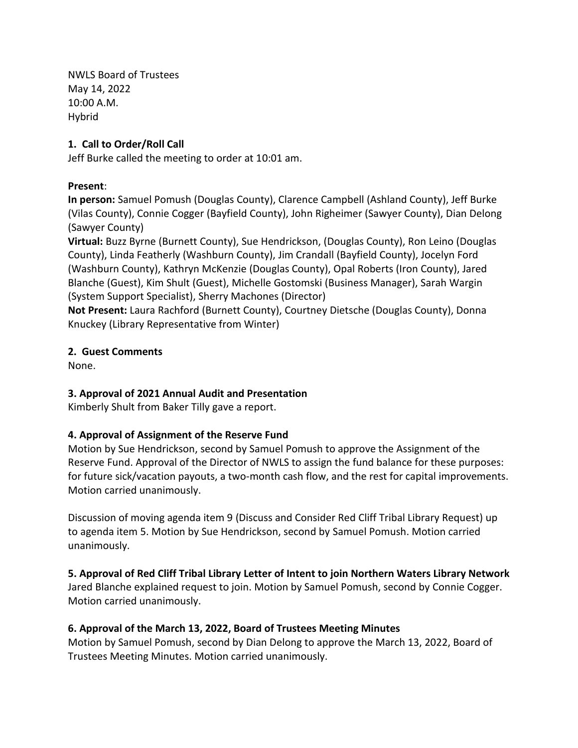NWLS Board of Trustees
May 14, 2022
10:00 A.M.
Hybrid

**1. Call to Order/Roll Call**

Jeff Burke called the meeting to order at 10:01 am.

**Present**:

**In person:** Samuel Pomush (Douglas County), Clarence Campbell (Ashland County), Jeff Burke (Vilas County), Connie Cogger (Bayfield County), John Righeimer (Sawyer County), Dian Delong (Sawyer County)

**Virtual:** Buzz Byrne (Burnett County), Sue Hendrickson, (Douglas County), Ron Leino (Douglas County), Linda Featherly (Washburn County), Jim Crandall (Bayfield County), Jocelyn Ford (Washburn County), Kathryn McKenzie (Douglas County), Opal Roberts (Iron County), Jared Blanche (Guest), Kim Shult (Guest), Michelle Gostomski (Business Manager), Sarah Wargin (System Support Specialist), Sherry Machones (Director)

**Not Present:** Laura Rachford (Burnett County), Courtney Dietsche (Douglas County), Donna Knuckey (Library Representative from Winter)

**2. Guest Comments**

None.

**3. Approval of 2021 Annual Audit and Presentation**

Kimberly Shult from Baker Tilly gave a report.

**4. Approval of Assignment of the Reserve Fund**

Motion by Sue Hendrickson, second by Samuel Pomush to approve the Assignment of the Reserve Fund. Approval of the Director of NWLS to assign the fund balance for these purposes: for future sick/vacation payouts, a two-month cash flow, and the rest for capital improvements. Motion carried unanimously.

Discussion of moving agenda item 9 (Discuss and Consider Red Cliff Tribal Library Request) up to agenda item 5. Motion by Sue Hendrickson, second by Samuel Pomush. Motion carried unanimously.

**5. Approval of Red Cliff Tribal Library Letter of Intent to join Northern Waters Library Network**

Jared Blanche explained request to join. Motion by Samuel Pomush, second by Connie Cogger. Motion carried unanimously.

**6. Approval of the March 13, 2022, Board of Trustees Meeting Minutes**

Motion by Samuel Pomush, second by Dian Delong to approve the March 13, 2022, Board of Trustees Meeting Minutes. Motion carried unanimously.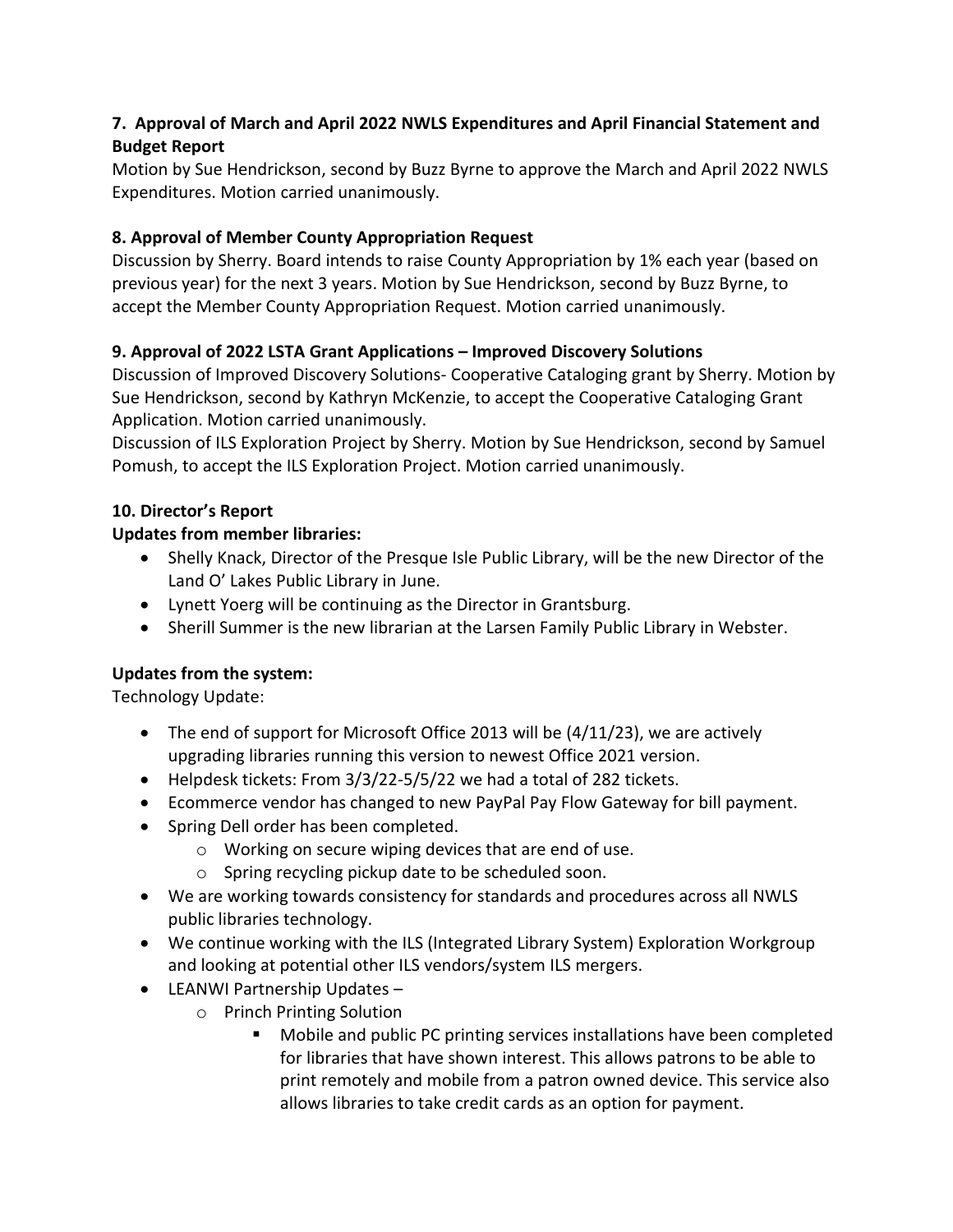**7. Approval of March and April 2022 NWLS Expenditures and April Financial Statement and Budget Report**

Motion by Sue Hendrickson, second by Buzz Byrne to approve the March and April 2022 NWLS Expenditures. Motion carried unanimously.

**8. Approval of Member County Appropriation Request**

Discussion by Sherry. Board intends to raise County Appropriation by 1% each year (based on previous year) for the next 3 years. Motion by Sue Hendrickson, second by Buzz Byrne, to accept the Member County Appropriation Request. Motion carried unanimously.

**9. Approval of 2022 LSTA Grant Applications – Improved Discovery Solutions**

Discussion of Improved Discovery Solutions- Cooperative Cataloging grant by Sherry. Motion by Sue Hendrickson, second by Kathryn McKenzie, to accept the Cooperative Cataloging Grant Application. Motion carried unanimously.

Discussion of ILS Exploration Project by Sherry. Motion by Sue Hendrickson, second by Samuel Pomush, to accept the ILS Exploration Project. Motion carried unanimously.

**10. Director's Report**

**Updates from member libraries:**

- Shelly Knack, Director of the Presque Isle Public Library, will be the new Director of the Land O' Lakes Public Library in June.
- Lynett Yoerg will be continuing as the Director in Grantsburg.
- Sherill Summer is the new librarian at the Larsen Family Public Library in Webster.

**Updates from the system:**

Technology Update:

- The end of support for Microsoft Office 2013 will be (4/11/23), we are actively upgrading libraries running this version to newest Office 2021 version.
- Helpdesk tickets: From 3/3/22-5/5/22 we had a total of 282 tickets.
- Ecommerce vendor has changed to new PayPal Pay Flow Gateway for bill payment.
- Spring Dell order has been completed.
  - Working on secure wiping devices that are end of use.
  - Spring recycling pickup date to be scheduled soon.
- We are working towards consistency for standards and procedures across all NWLS public libraries technology.
- We continue working with the ILS (Integrated Library System) Exploration Workgroup and looking at potential other ILS vendors/system ILS mergers.
- LEANWI Partnership Updates –
  - Princh Printing Solution
    - Mobile and public PC printing services installations have been completed for libraries that have shown interest. This allows patrons to be able to print remotely and mobile from a patron owned device. This service also allows libraries to take credit cards as an option for payment.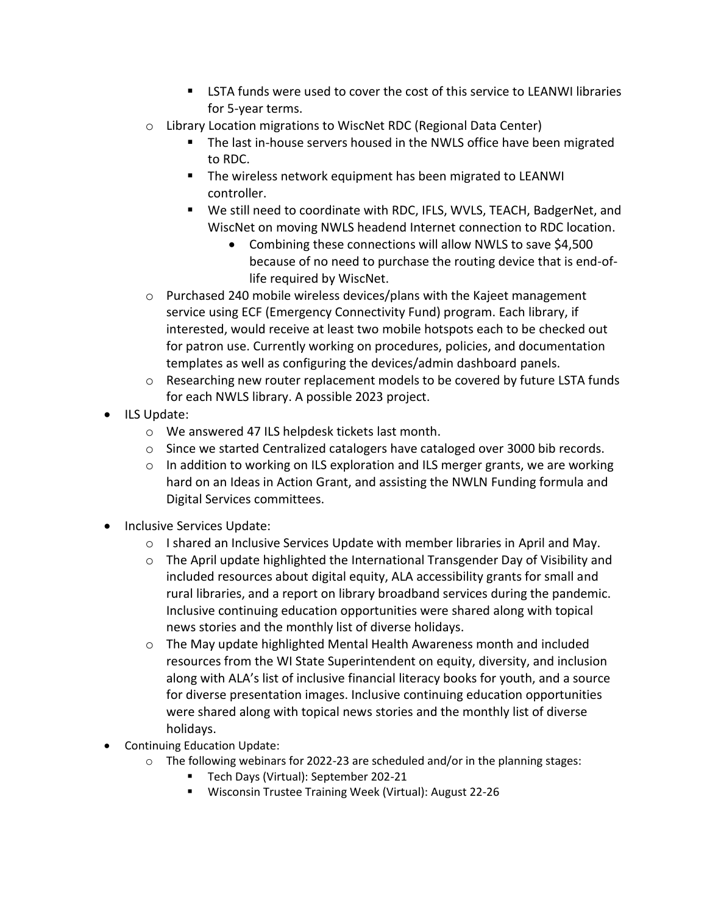- LSTA funds were used to cover the cost of this service to LEANWI libraries for 5-year terms.
    - Library Location migrations to WiscNet RDC (Regional Data Center)
        - The last in-house servers housed in the NWLS office have been migrated to RDC.
        - The wireless network equipment has been migrated to LEANWI controller.
        - We still need to coordinate with RDC, IFLS, WVLS, TEACH, BadgerNet, and WiscNet on moving NWLS headend Internet connection to RDC location.
            - Combining these connections will allow NWLS to save $4,500 because of no need to purchase the routing device that is end-of-life required by WiscNet.
    - Purchased 240 mobile wireless devices/plans with the Kajeet management service using ECF (Emergency Connectivity Fund) program. Each library, if interested, would receive at least two mobile hotspots each to be checked out for patron use. Currently working on procedures, policies, and documentation templates as well as configuring the devices/admin dashboard panels.
    - Researching new router replacement models to be covered by future LSTA funds for each NWLS library. A possible 2023 project.
- ILS Update:
    - We answered 47 ILS helpdesk tickets last month.
    - Since we started Centralized catalogers have cataloged over 3000 bib records.
    - In addition to working on ILS exploration and ILS merger grants, we are working hard on an Ideas in Action Grant, and assisting the NWLN Funding formula and Digital Services committees.
- Inclusive Services Update:
    - I shared an Inclusive Services Update with member libraries in April and May.
    - The April update highlighted the International Transgender Day of Visibility and included resources about digital equity, ALA accessibility grants for small and rural libraries, and a report on library broadband services during the pandemic. Inclusive continuing education opportunities were shared along with topical news stories and the monthly list of diverse holidays.
    - The May update highlighted Mental Health Awareness month and included resources from the WI State Superintendent on equity, diversity, and inclusion along with ALA's list of inclusive financial literacy books for youth, and a source for diverse presentation images. Inclusive continuing education opportunities were shared along with topical news stories and the monthly list of diverse holidays.
- Continuing Education Update:
    - The following webinars for 2022-23 are scheduled and/or in the planning stages:
        - Tech Days (Virtual): September 202-21
        - Wisconsin Trustee Training Week (Virtual): August 22-26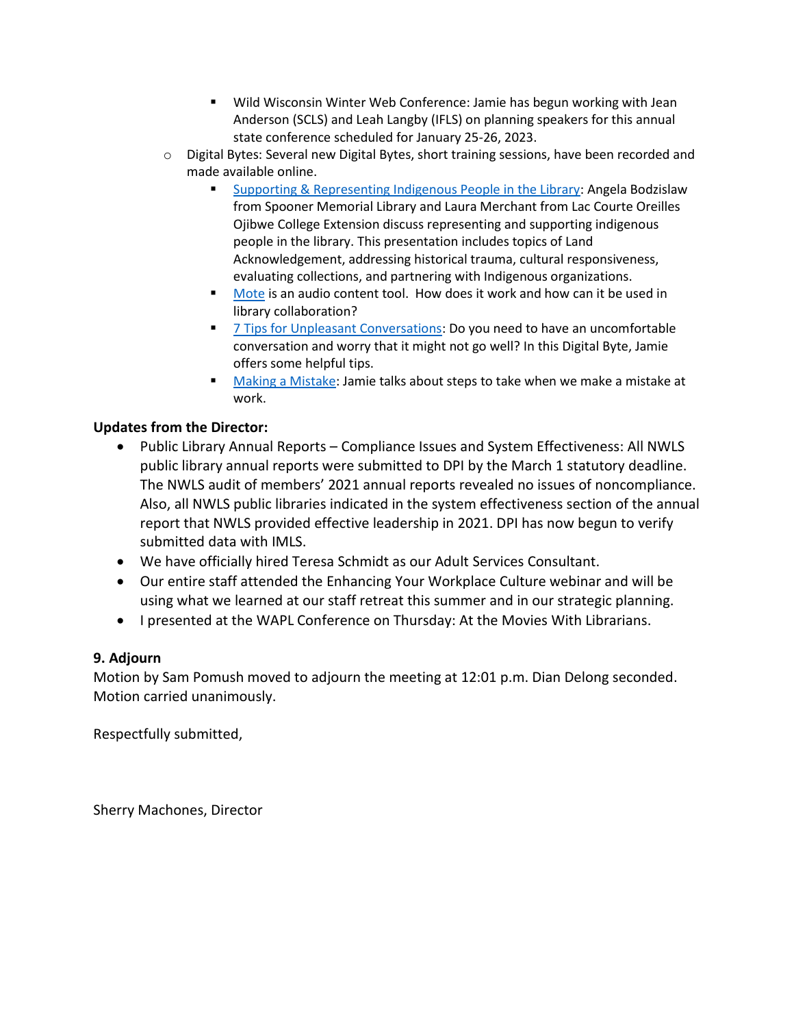- Wild Wisconsin Winter Web Conference: Jamie has begun working with Jean Anderson (SCLS) and Leah Langby (IFLS) on planning speakers for this annual state conference scheduled for January 25-26, 2023.
    - Digital Bytes: Several new Digital Bytes, short training sessions, have been recorded and made available online.
        - Supporting & Representing Indigenous People in the Library: Angela Bodzislaw from Spooner Memorial Library and Laura Merchant from Lac Courte Oreilles Ojibwe College Extension discuss representing and supporting indigenous people in the library. This presentation includes topics of Land Acknowledgement, addressing historical trauma, cultural responsiveness, evaluating collections, and partnering with Indigenous organizations.
        - Mote is an audio content tool. How does it work and how can it be used in library collaboration?
        - 7 Tips for Unpleasant Conversations: Do you need to have an uncomfortable conversation and worry that it might not go well? In this Digital Byte, Jamie offers some helpful tips.
        - Making a Mistake: Jamie talks about steps to take when we make a mistake at work.

**Updates from the Director:**

- Public Library Annual Reports – Compliance Issues and System Effectiveness: All NWLS public library annual reports were submitted to DPI by the March 1 statutory deadline. The NWLS audit of members' 2021 annual reports revealed no issues of noncompliance. Also, all NWLS public libraries indicated in the system effectiveness section of the annual report that NWLS provided effective leadership in 2021. DPI has now begun to verify submitted data with IMLS.
- We have officially hired Teresa Schmidt as our Adult Services Consultant.
- Our entire staff attended the Enhancing Your Workplace Culture webinar and will be using what we learned at our staff retreat this summer and in our strategic planning.
- I presented at the WAPL Conference on Thursday: At the Movies With Librarians.

**9. Adjourn**

Motion by Sam Pomush moved to adjourn the meeting at 12:01 p.m. Dian Delong seconded. Motion carried unanimously.

Respectfully submitted,

Sherry Machones, Director